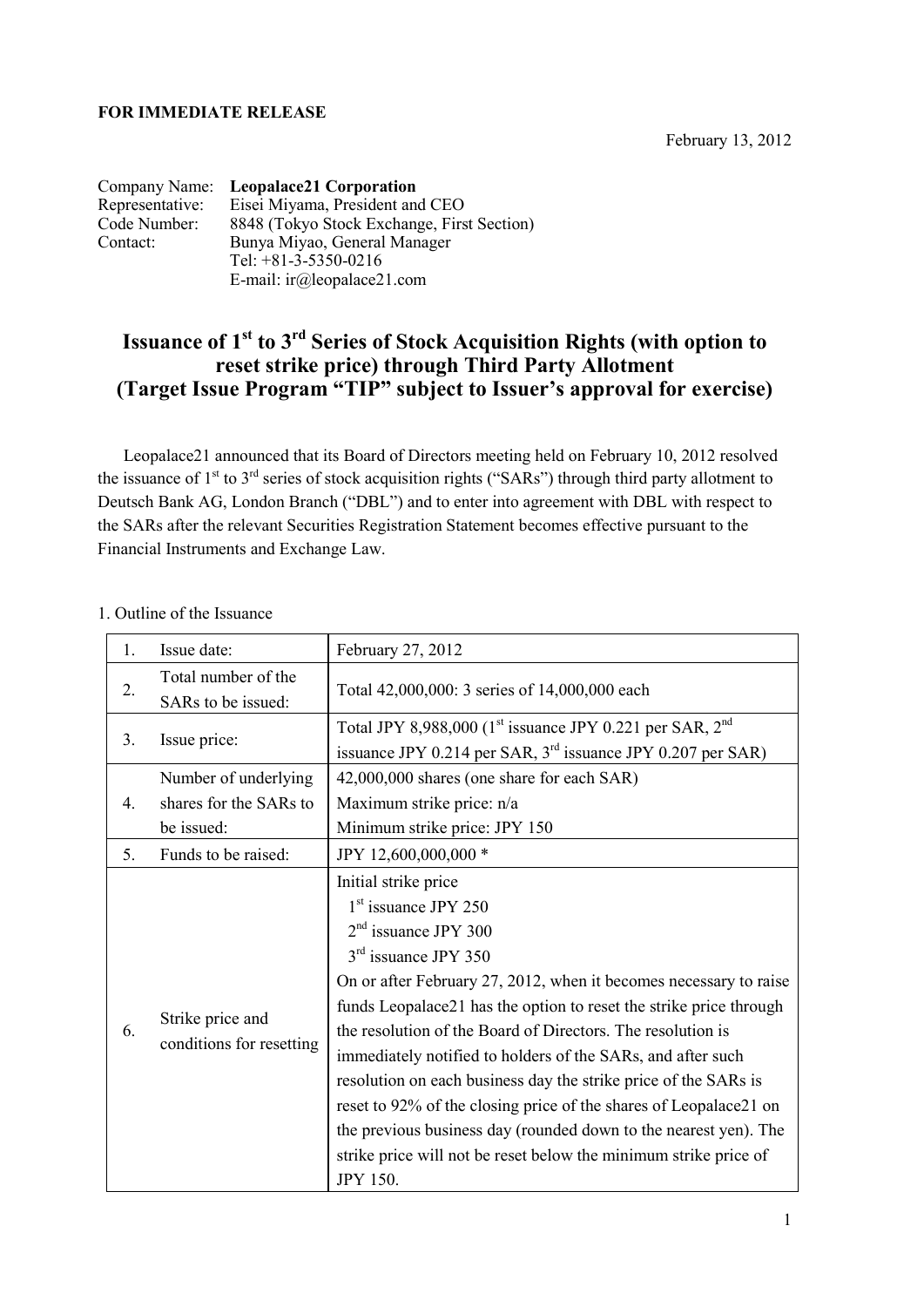**FOR IMMEDIATE RELEASE**

February 13, 2012

Company Name: **Leopalace21 Corporation**
Representative: Eisei Miyama, President and CEO
Code Number: 8848 (Tokyo Stock Exchange, First Section)
Contact: Bunya Miyao, General Manager
Tel: +81-3-5350-0216
E-mail: ir@leopalace21.com

# Issuance of 1st to 3rd Series of Stock Acquisition Rights (with option to reset strike price) through Third Party Allotment (Target Issue Program "TIP" subject to Issuer's approval for exercise)

Leopalace21 announced that its Board of Directors meeting held on February 10, 2012 resolved the issuance of 1st to 3rd series of stock acquisition rights ("SARs") through third party allotment to Deutsch Bank AG, London Branch ("DBL") and to enter into agreement with DBL with respect to the SARs after the relevant Securities Registration Statement becomes effective pursuant to the Financial Instruments and Exchange Law.

1. Outline of the Issuance

| | | |
|---|---|---|
| 1. | Issue date: | February 27, 2012 |
| 2. | Total number of the SARs to be issued: | Total 42,000,000: 3 series of 14,000,000 each |
| 3. | Issue price: | Total JPY 8,988,000 (1st issuance JPY 0.221 per SAR, 2nd issuance JPY 0.214 per SAR, 3rd issuance JPY 0.207 per SAR) |
| 4. | Number of underlying shares for the SARs to be issued: | 42,000,000 shares (one share for each SAR)<br>Maximum strike price: n/a<br>Minimum strike price: JPY 150 |
| 5. | Funds to be raised: | JPY 12,600,000,000 * |
| 6. | Strike price and conditions for resetting | Initial strike price<br>1st issuance JPY 250<br>2nd issuance JPY 300<br>3rd issuance JPY 350<br>On or after February 27, 2012, when it becomes necessary to raise funds Leopalace21 has the option to reset the strike price through the resolution of the Board of Directors. The resolution is immediately notified to holders of the SARs, and after such resolution on each business day the strike price of the SARs is reset to 92% of the closing price of the shares of Leopalace21 on the previous business day (rounded down to the nearest yen). The strike price will not be reset below the minimum strike price of JPY 150. |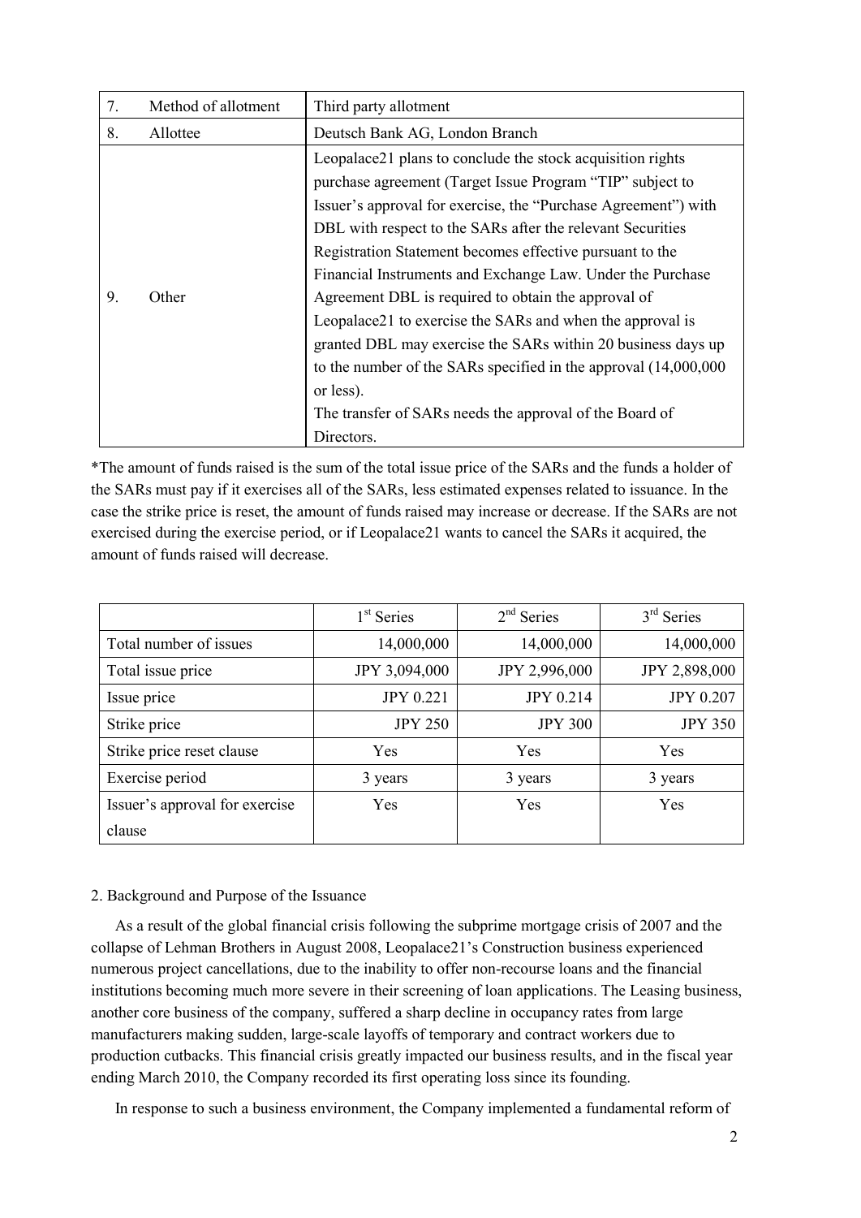| 7. | Method of allotment | Third party allotment |
|---|---|---|
| 8. | Allottee | Deutsch Bank AG, London Branch |
| 9. | Other | Leopalace21 plans to conclude the stock acquisition rights purchase agreement (Target Issue Program "TIP" subject to Issuer's approval for exercise, the "Purchase Agreement") with DBL with respect to the SARs after the relevant Securities Registration Statement becomes effective pursuant to the Financial Instruments and Exchange Law. Under the Purchase Agreement DBL is required to obtain the approval of Leopalace21 to exercise the SARs and when the approval is granted DBL may exercise the SARs within 20 business days up to the number of the SARs specified in the approval (14,000,000 or less).<br>The transfer of SARs needs the approval of the Board of Directors. |

*The amount of funds raised is the sum of the total issue price of the SARs and the funds a holder of the SARs must pay if it exercises all of the SARs, less estimated expenses related to issuance. In the case the strike price is reset, the amount of funds raised may increase or decrease. If the SARs are not exercised during the exercise period, or if Leopalace21 wants to cancel the SARs it acquired, the amount of funds raised will decrease.

| | 1st Series | 2nd Series | 3rd Series |
|---|---|---|---|
| Total number of issues | 14,000,000 | 14,000,000 | 14,000,000 |
| Total issue price | JPY 3,094,000 | JPY 2,996,000 | JPY 2,898,000 |
| Issue price | JPY 0.221 | JPY 0.214 | JPY 0.207 |
| Strike price | JPY 250 | JPY 300 | JPY 350 |
| Strike price reset clause | Yes | Yes | Yes |
| Exercise period | 3 years | 3 years | 3 years |
| Issuer's approval for exercise clause | Yes | Yes | Yes |

2. Background and Purpose of the Issuance

As a result of the global financial crisis following the subprime mortgage crisis of 2007 and the collapse of Lehman Brothers in August 2008, Leopalace21's Construction business experienced numerous project cancellations, due to the inability to offer non-recourse loans and the financial institutions becoming much more severe in their screening of loan applications. The Leasing business, another core business of the company, suffered a sharp decline in occupancy rates from large manufacturers making sudden, large-scale layoffs of temporary and contract workers due to production cutbacks. This financial crisis greatly impacted our business results, and in the fiscal year ending March 2010, the Company recorded its first operating loss since its founding.

In response to such a business environment, the Company implemented a fundamental reform of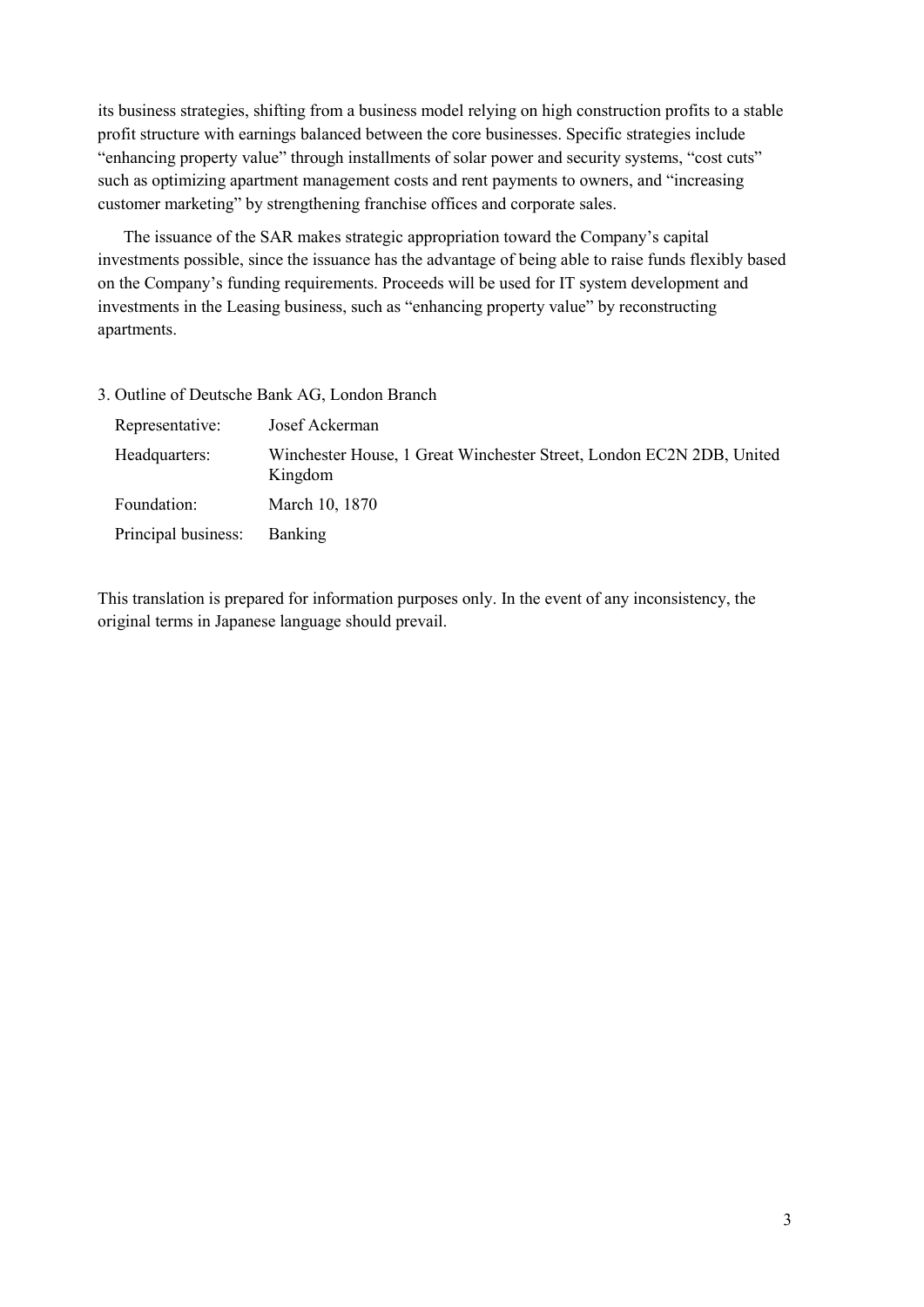its business strategies, shifting from a business model relying on high construction profits to a stable profit structure with earnings balanced between the core businesses. Specific strategies include "enhancing property value" through installments of solar power and security systems, "cost cuts" such as optimizing apartment management costs and rent payments to owners, and "increasing customer marketing" by strengthening franchise offices and corporate sales.

The issuance of the SAR makes strategic appropriation toward the Company's capital investments possible, since the issuance has the advantage of being able to raise funds flexibly based on the Company's funding requirements. Proceeds will be used for IT system development and investments in the Leasing business, such as "enhancing property value" by reconstructing apartments.

3. Outline of Deutsche Bank AG, London Branch

| | |
|---|---|
| Representative: | Josef Ackerman |
| Headquarters: | Winchester House, 1 Great Winchester Street, London EC2N 2DB, United Kingdom |
| Foundation: | March 10, 1870 |
| Principal business: | Banking |

This translation is prepared for information purposes only. In the event of any inconsistency, the original terms in Japanese language should prevail.